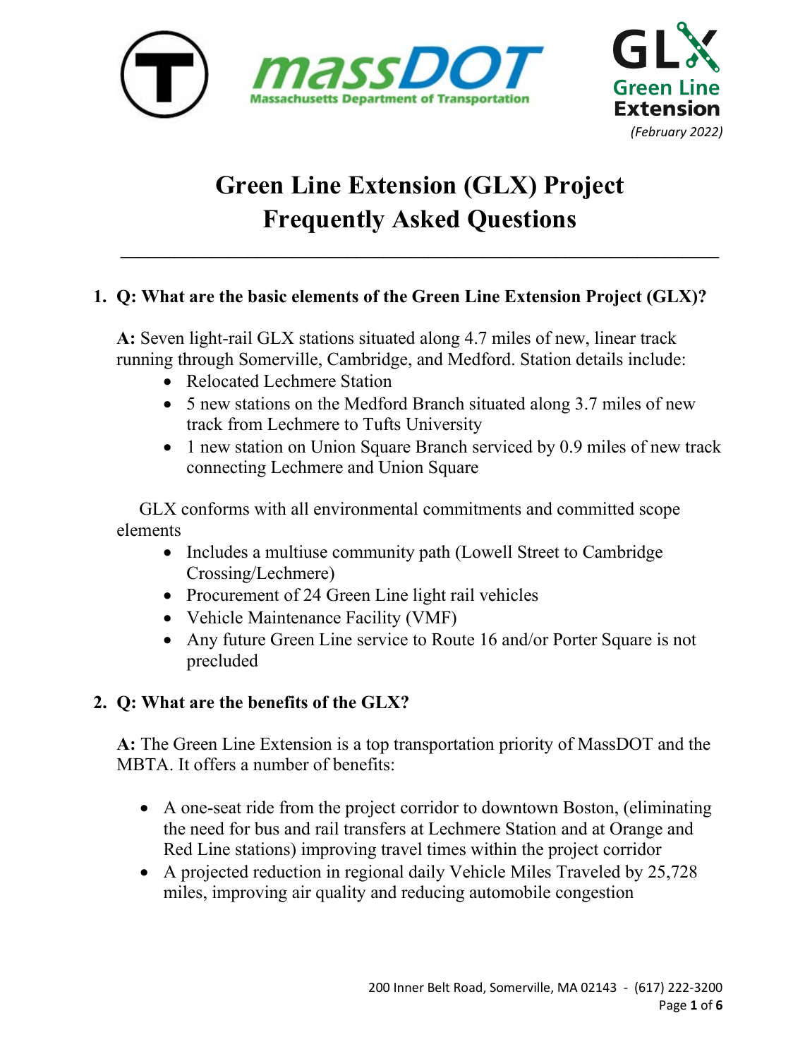(February 2022)

# Green Line Extension (GLX) Project Frequently Asked Questions

1. **Q: What are the basic elements of the Green Line Extension Project (GLX)?**

   **A:** Seven light-rail GLX stations situated along 4.7 miles of new, linear track running through Somerville, Cambridge, and Medford. Station details include:

   - Relocated Lechmere Station
   - 5 new stations on the Medford Branch situated along 3.7 miles of new track from Lechmere to Tufts University
   - 1 new station on Union Square Branch serviced by 0.9 miles of new track connecting Lechmere and Union Square

   GLX conforms with all environmental commitments and committed scope elements

   - Includes a multiuse community path (Lowell Street to Cambridge Crossing/Lechmere)
   - Procurement of 24 Green Line light rail vehicles
   - Vehicle Maintenance Facility (VMF)
   - Any future Green Line service to Route 16 and/or Porter Square is not precluded

2. **Q: What are the benefits of the GLX?**

   **A:** The Green Line Extension is a top transportation priority of MassDOT and the MBTA. It offers a number of benefits:

   - A one-seat ride from the project corridor to downtown Boston, (eliminating the need for bus and rail transfers at Lechmere Station and at Orange and Red Line stations) improving travel times within the project corridor
   - A projected reduction in regional daily Vehicle Miles Traveled by 25,728 miles, improving air quality and reducing automobile congestion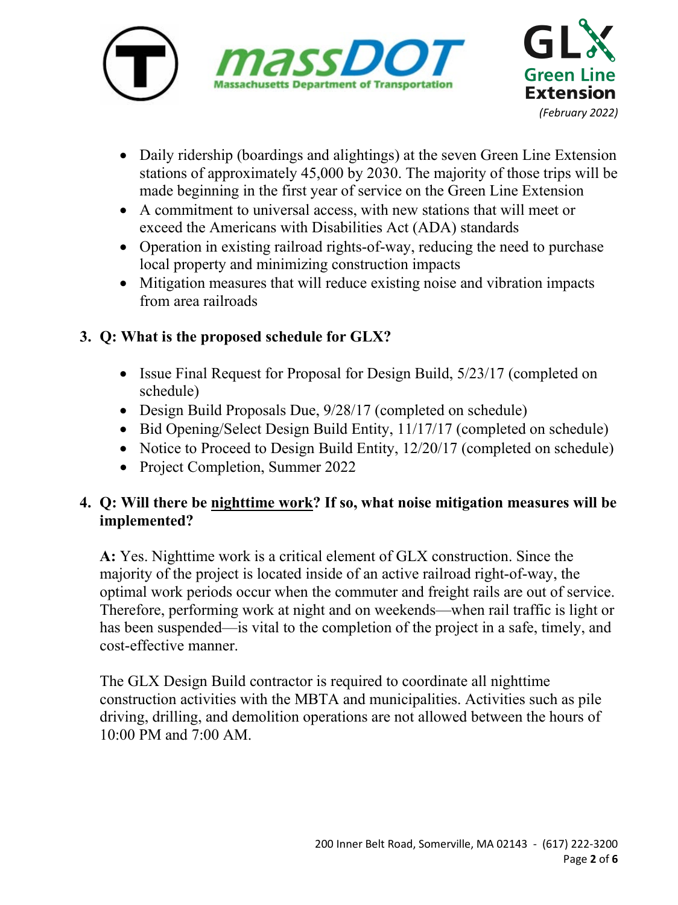- Daily ridership (boardings and alightings) at the seven Green Line Extension stations of approximately 45,000 by 2030. The majority of those trips will be made beginning in the first year of service on the Green Line Extension
- A commitment to universal access, with new stations that will meet or exceed the Americans with Disabilities Act (ADA) standards
- Operation in existing railroad rights-of-way, reducing the need to purchase local property and minimizing construction impacts
- Mitigation measures that will reduce existing noise and vibration impacts from area railroads

**3. Q: What is the proposed schedule for GLX?**

- Issue Final Request for Proposal for Design Build, 5/23/17 (completed on schedule)
- Design Build Proposals Due, 9/28/17 (completed on schedule)
- Bid Opening/Select Design Build Entity, 11/17/17 (completed on schedule)
- Notice to Proceed to Design Build Entity, 12/20/17 (completed on schedule)
- Project Completion, Summer 2022

**4. Q: Will there be <u>nighttime work</u>? If so, what noise mitigation measures will be implemented?**

**A:** Yes. Nighttime work is a critical element of GLX construction. Since the majority of the project is located inside of an active railroad right-of-way, the optimal work periods occur when the commuter and freight rails are out of service. Therefore, performing work at night and on weekends—when rail traffic is light or has been suspended—is vital to the completion of the project in a safe, timely, and cost-effective manner.

The GLX Design Build contractor is required to coordinate all nighttime construction activities with the MBTA and municipalities. Activities such as pile driving, drilling, and demolition operations are not allowed between the hours of 10:00 PM and 7:00 AM.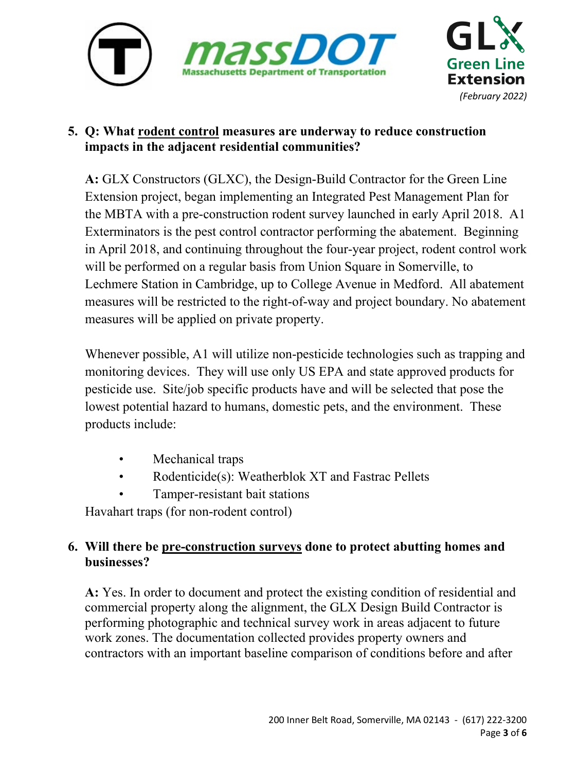*(February 2022)*

5. **Q: What <u>rodent control</u> measures are underway to reduce construction impacts in the adjacent residential communities?**

   **A:** GLX Constructors (GLXC), the Design-Build Contractor for the Green Line Extension project, began implementing an Integrated Pest Management Plan for the MBTA with a pre-construction rodent survey launched in early April 2018. A1 Exterminators is the pest control contractor performing the abatement. Beginning in April 2018, and continuing throughout the four-year project, rodent control work will be performed on a regular basis from Union Square in Somerville, to Lechmere Station in Cambridge, up to College Avenue in Medford. All abatement measures will be restricted to the right-of-way and project boundary. No abatement measures will be applied on private property.

   Whenever possible, A1 will utilize non-pesticide technologies such as trapping and monitoring devices. They will use only US EPA and state approved products for pesticide use. Site/job specific products have and will be selected that pose the lowest potential hazard to humans, domestic pets, and the environment. These products include:

   - Mechanical traps
   - Rodenticide(s): Weatherblok XT and Fastrac Pellets
   - Tamper-resistant bait stations

   Havahart traps (for non-rodent control)

6. **Will there be <u>pre-construction surveys</u> done to protect abutting homes and businesses?**

   **A:** Yes. In order to document and protect the existing condition of residential and commercial property along the alignment, the GLX Design Build Contractor is performing photographic and technical survey work in areas adjacent to future work zones. The documentation collected provides property owners and contractors with an important baseline comparison of conditions before and after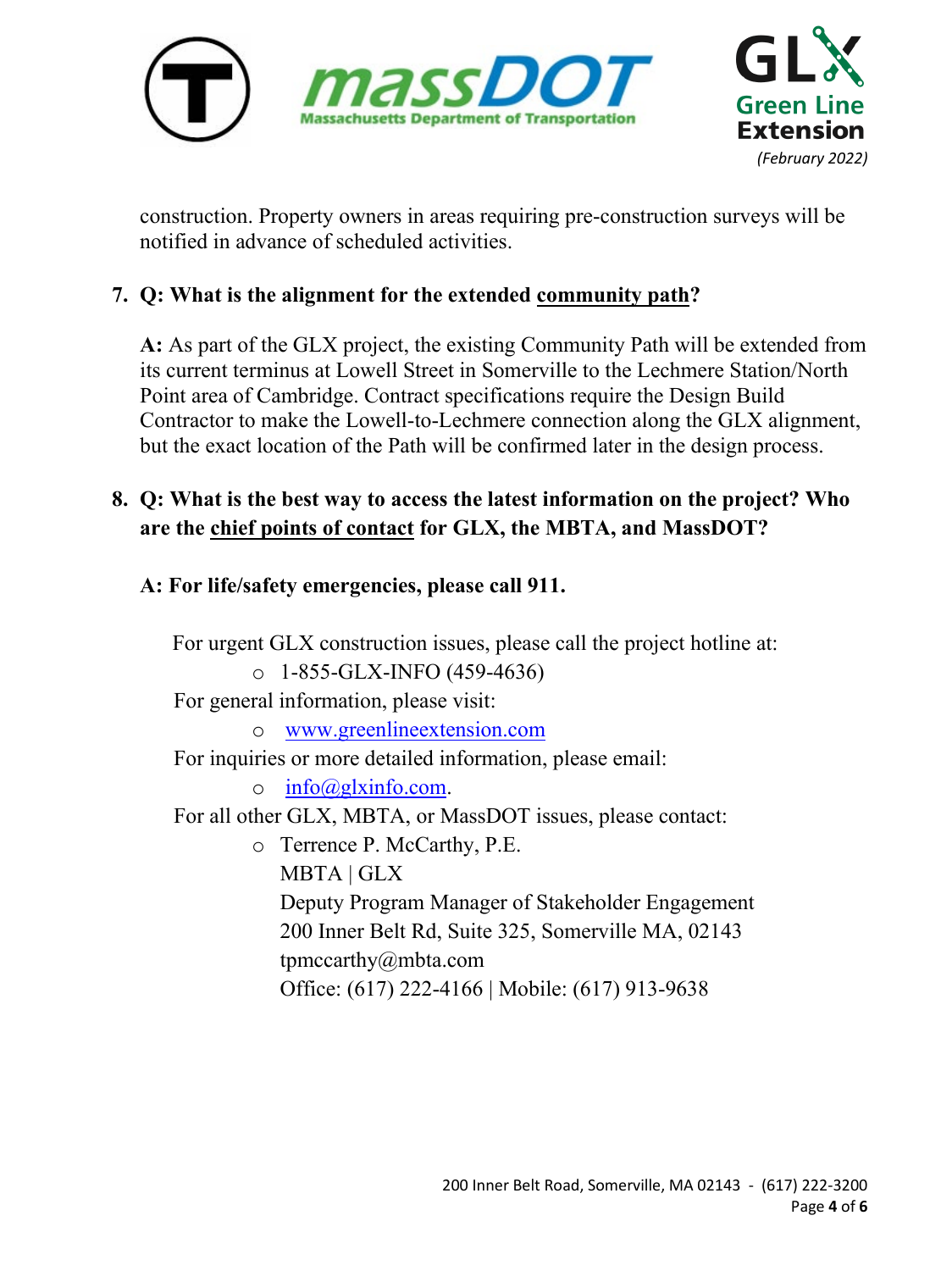construction. Property owners in areas requiring pre-construction surveys will be notified in advance of scheduled activities.

7. **Q: What is the alignment for the extended community path?**

   **A:** As part of the GLX project, the existing Community Path will be extended from its current terminus at Lowell Street in Somerville to the Lechmere Station/North Point area of Cambridge. Contract specifications require the Design Build Contractor to make the Lowell-to-Lechmere connection along the GLX alignment, but the exact location of the Path will be confirmed later in the design process.

8. **Q: What is the best way to access the latest information on the project? Who are the chief points of contact for GLX, the MBTA, and MassDOT?**

   **A: For life/safety emergencies, please call 911.**

   For urgent GLX construction issues, please call the project hotline at:
   - 1-855-GLX-INFO (459-4636)

   For general information, please visit:
   - www.greenlineextension.com

   For inquiries or more detailed information, please email:
   - info@glxinfo.com.

   For all other GLX, MBTA, or MassDOT issues, please contact:
   - Terrence P. McCarthy, P.E.
     MBTA | GLX
     Deputy Program Manager of Stakeholder Engagement
     200 Inner Belt Rd, Suite 325, Somerville MA, 02143
     tpmccarthy@mbta.com
     Office: (617) 222-4166 | Mobile: (617) 913-9638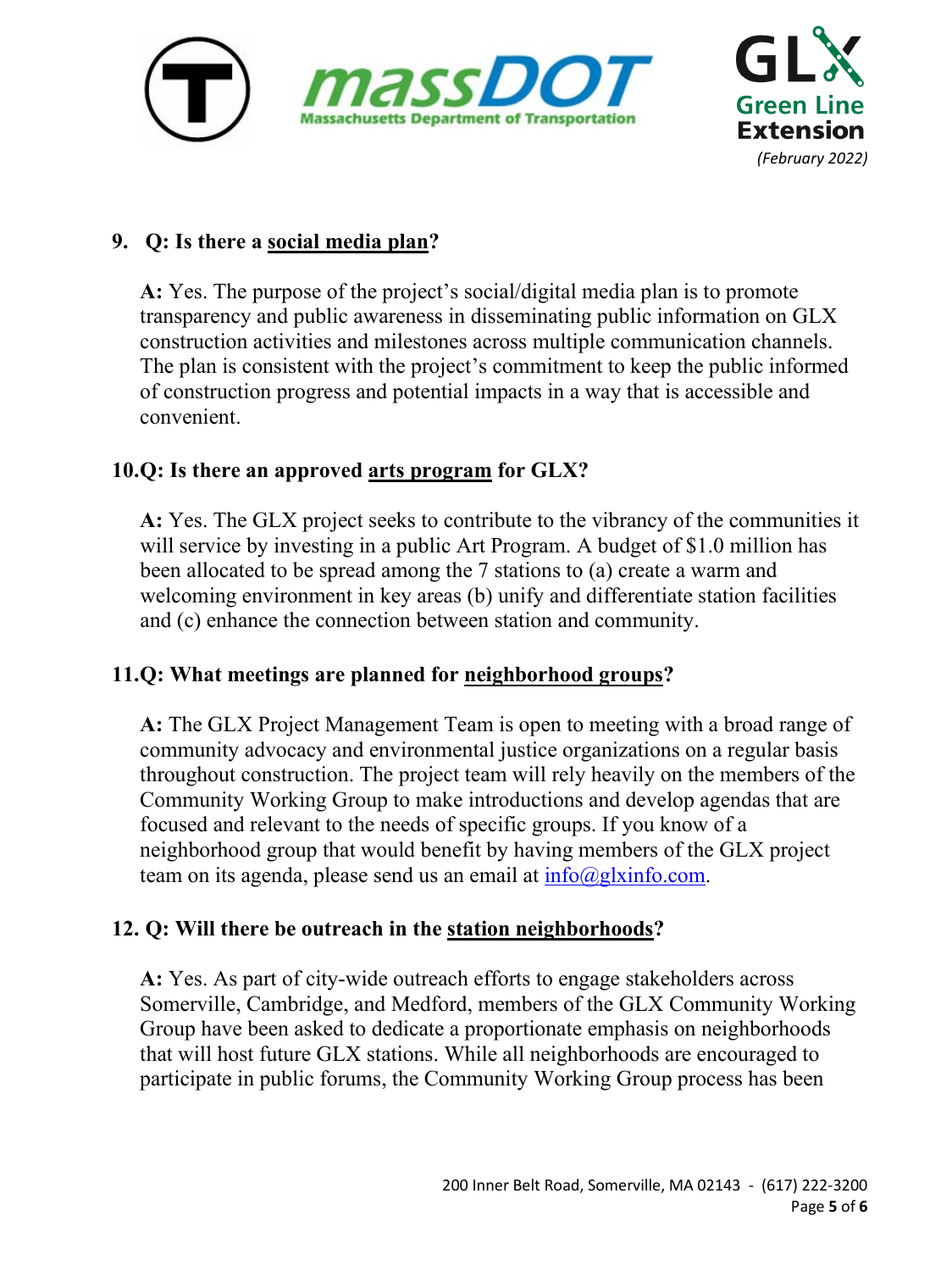**9. Q: Is there a <u>social media plan</u>?**

**A:** Yes. The purpose of the project's social/digital media plan is to promote transparency and public awareness in disseminating public information on GLX construction activities and milestones across multiple communication channels. The plan is consistent with the project's commitment to keep the public informed of construction progress and potential impacts in a way that is accessible and convenient.

**10. Q: Is there an approved <u>arts program</u> for GLX?**

**A:** Yes. The GLX project seeks to contribute to the vibrancy of the communities it will service by investing in a public Art Program. A budget of $1.0 million has been allocated to be spread among the 7 stations to (a) create a warm and welcoming environment in key areas (b) unify and differentiate station facilities and (c) enhance the connection between station and community.

**11. Q: What meetings are planned for <u>neighborhood groups</u>?**

**A:** The GLX Project Management Team is open to meeting with a broad range of community advocacy and environmental justice organizations on a regular basis throughout construction. The project team will rely heavily on the members of the Community Working Group to make introductions and develop agendas that are focused and relevant to the needs of specific groups. If you know of a neighborhood group that would benefit by having members of the GLX project team on its agenda, please send us an email at info@glxinfo.com.

**12. Q: Will there be outreach in the <u>station neighborhoods</u>?**

**A:** Yes. As part of city-wide outreach efforts to engage stakeholders across Somerville, Cambridge, and Medford, members of the GLX Community Working Group have been asked to dedicate a proportionate emphasis on neighborhoods that will host future GLX stations. While all neighborhoods are encouraged to participate in public forums, the Community Working Group process has been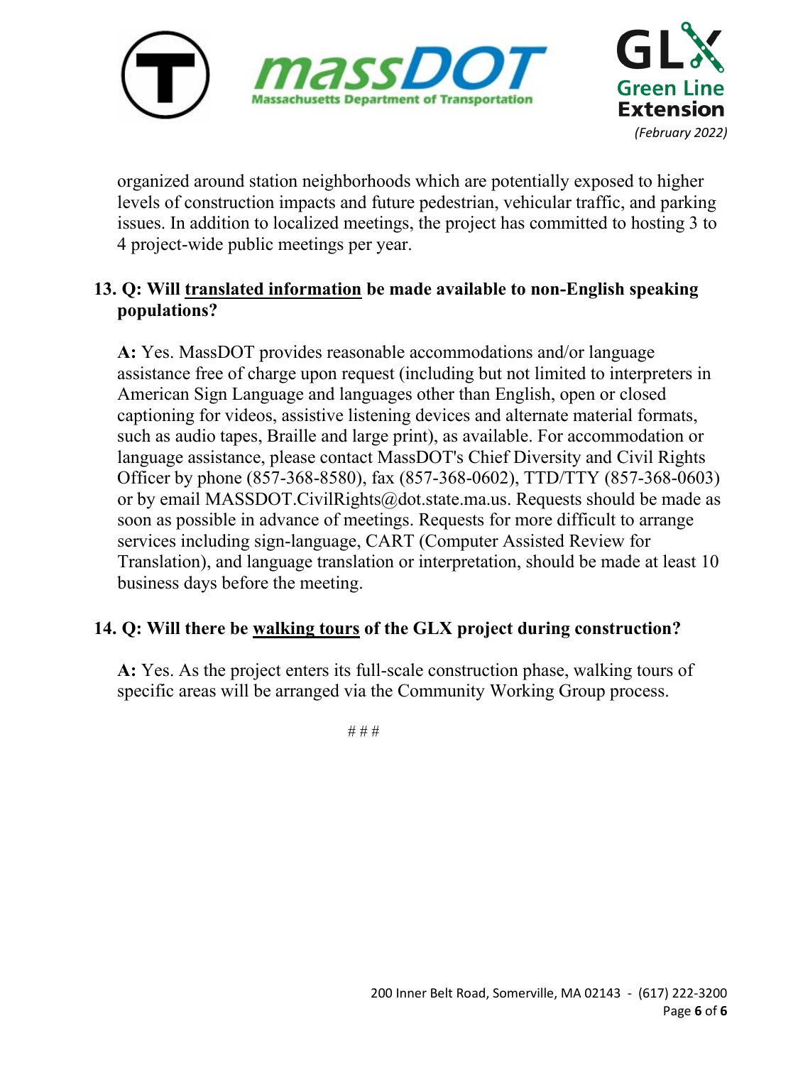organized around station neighborhoods which are potentially exposed to higher levels of construction impacts and future pedestrian, vehicular traffic, and parking issues. In addition to localized meetings, the project has committed to hosting 3 to 4 project-wide public meetings per year.

**13. Q: Will translated information be made available to non-English speaking populations?**

**A:** Yes. MassDOT provides reasonable accommodations and/or language assistance free of charge upon request (including but not limited to interpreters in American Sign Language and languages other than English, open or closed captioning for videos, assistive listening devices and alternate material formats, such as audio tapes, Braille and large print), as available. For accommodation or language assistance, please contact MassDOT's Chief Diversity and Civil Rights Officer by phone (857-368-8580), fax (857-368-0602), TTD/TTY (857-368-0603) or by email MASSDOT.CivilRights@dot.state.ma.us. Requests should be made as soon as possible in advance of meetings. Requests for more difficult to arrange services including sign-language, CART (Computer Assisted Review for Translation), and language translation or interpretation, should be made at least 10 business days before the meeting.

**14. Q: Will there be walking tours of the GLX project during construction?**

**A:** Yes. As the project enters its full-scale construction phase, walking tours of specific areas will be arranged via the Community Working Group process.

# # #